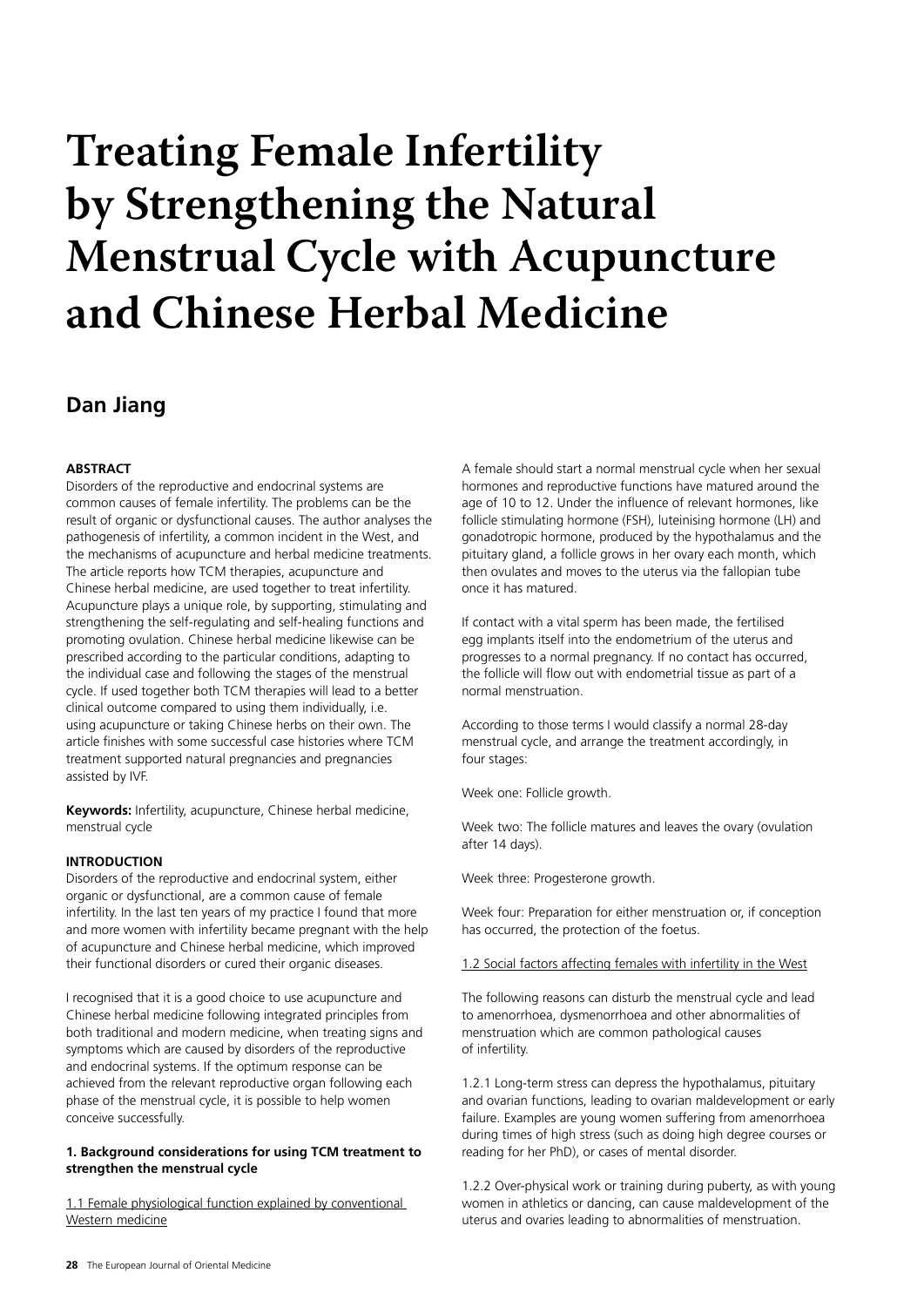# Treating Female Infertility by Strengthening the Natural Menstrual Cycle with Acupuncture and Chinese Herbal Medicine

## Dan Jiang

**ABSTRACT**

Disorders of the reproductive and endocrinal systems are common causes of female infertility. The problems can be the result of organic or dysfunctional causes. The author analyses the pathogenesis of infertility, a common incident in the West, and the mechanisms of acupuncture and herbal medicine treatments. The article reports how TCM therapies, acupuncture and Chinese herbal medicine, are used together to treat infertility. Acupuncture plays a unique role, by supporting, stimulating and strengthening the self-regulating and self-healing functions and promoting ovulation. Chinese herbal medicine likewise can be prescribed according to the particular conditions, adapting to the individual case and following the stages of the menstrual cycle. If used together both TCM therapies will lead to a better clinical outcome compared to using them individually, i.e. using acupuncture or taking Chinese herbs on their own. The article finishes with some successful case histories where TCM treatment supported natural pregnancies and pregnancies assisted by IVF.

**Keywords:** Infertility, acupuncture, Chinese herbal medicine, menstrual cycle

**INTRODUCTION**

Disorders of the reproductive and endocrinal system, either organic or dysfunctional, are a common cause of female infertility. In the last ten years of my practice I found that more and more women with infertility became pregnant with the help of acupuncture and Chinese herbal medicine, which improved their functional disorders or cured their organic diseases.

I recognised that it is a good choice to use acupuncture and Chinese herbal medicine following integrated principles from both traditional and modern medicine, when treating signs and symptoms which are caused by disorders of the reproductive and endocrinal systems. If the optimum response can be achieved from the relevant reproductive organ following each phase of the menstrual cycle, it is possible to help women conceive successfully.

**1. Background considerations for using TCM treatment to strengthen the menstrual cycle**

1.1 Female physiological function explained by conventional Western medicine

A female should start a normal menstrual cycle when her sexual hormones and reproductive functions have matured around the age of 10 to 12. Under the influence of relevant hormones, like follicle stimulating hormone (FSH), luteinising hormone (LH) and gonadotropic hormone, produced by the hypothalamus and the pituitary gland, a follicle grows in her ovary each month, which then ovulates and moves to the uterus via the fallopian tube once it has matured.

If contact with a vital sperm has been made, the fertilised egg implants itself into the endometrium of the uterus and progresses to a normal pregnancy. If no contact has occurred, the follicle will flow out with endometrial tissue as part of a normal menstruation.

According to those terms I would classify a normal 28-day menstrual cycle, and arrange the treatment accordingly, in four stages:

Week one: Follicle growth.

Week two: The follicle matures and leaves the ovary (ovulation after 14 days).

Week three: Progesterone growth.

Week four: Preparation for either menstruation or, if conception has occurred, the protection of the foetus.

1.2 Social factors affecting females with infertility in the West

The following reasons can disturb the menstrual cycle and lead to amenorrhoea, dysmenorrhoea and other abnormalities of menstruation which are common pathological causes of infertility.

1.2.1 Long-term stress can depress the hypothalamus, pituitary and ovarian functions, leading to ovarian maldevelopment or early failure. Examples are young women suffering from amenorrhoea during times of high stress (such as doing high degree courses or reading for her PhD), or cases of mental disorder.

1.2.2 Over-physical work or training during puberty, as with young women in athletics or dancing, can cause maldevelopment of the uterus and ovaries leading to abnormalities of menstruation.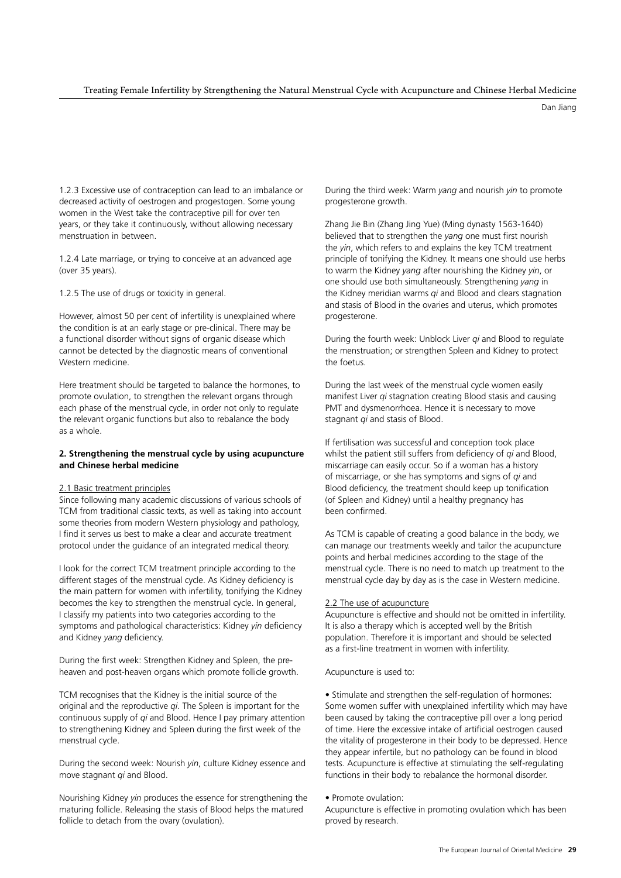1.2.3 Excessive use of contraception can lead to an imbalance or decreased activity of oestrogen and progestogen. Some young women in the West take the contraceptive pill for over ten years, or they take it continuously, without allowing necessary menstruation in between.

1.2.4 Late marriage, or trying to conceive at an advanced age (over 35 years).

1.2.5 The use of drugs or toxicity in general.

However, almost 50 per cent of infertility is unexplained where the condition is at an early stage or pre-clinical. There may be a functional disorder without signs of organic disease which cannot be detected by the diagnostic means of conventional Western medicine.

Here treatment should be targeted to balance the hormones, to promote ovulation, to strengthen the relevant organs through each phase of the menstrual cycle, in order not only to regulate the relevant organic functions but also to rebalance the body as a whole.

**2. Strengthening the menstrual cycle by using acupuncture and Chinese herbal medicine**

2.1 Basic treatment principles

Since following many academic discussions of various schools of TCM from traditional classic texts, as well as taking into account some theories from modern Western physiology and pathology, I find it serves us best to make a clear and accurate treatment protocol under the guidance of an integrated medical theory.

I look for the correct TCM treatment principle according to the different stages of the menstrual cycle. As Kidney deficiency is the main pattern for women with infertility, tonifying the Kidney becomes the key to strengthen the menstrual cycle. In general, I classify my patients into two categories according to the symptoms and pathological characteristics: Kidney *yin* deficiency and Kidney *yang* deficiency.

During the first week: Strengthen Kidney and Spleen, the pre-heaven and post-heaven organs which promote follicle growth.

TCM recognises that the Kidney is the initial source of the original and the reproductive *qi*. The Spleen is important for the continuous supply of *qi* and Blood. Hence I pay primary attention to strengthening Kidney and Spleen during the first week of the menstrual cycle.

During the second week: Nourish *yin*, culture Kidney essence and move stagnant *qi* and Blood.

Nourishing Kidney *yin* produces the essence for strengthening the maturing follicle. Releasing the stasis of Blood helps the matured follicle to detach from the ovary (ovulation).

During the third week: Warm *yang* and nourish *yin* to promote progesterone growth.

Zhang Jie Bin (Zhang Jing Yue) (Ming dynasty 1563-1640) believed that to strengthen the *yang* one must first nourish the *yin*, which refers to and explains the key TCM treatment principle of tonifying the Kidney. It means one should use herbs to warm the Kidney *yang* after nourishing the Kidney *yin*, or one should use both simultaneously. Strengthening *yang* in the Kidney meridian warms *qi* and Blood and clears stagnation and stasis of Blood in the ovaries and uterus, which promotes progesterone.

During the fourth week: Unblock Liver *qi* and Blood to regulate the menstruation; or strengthen Spleen and Kidney to protect the foetus.

During the last week of the menstrual cycle women easily manifest Liver *qi* stagnation creating Blood stasis and causing PMT and dysmenorrhoea. Hence it is necessary to move stagnant *qi* and stasis of Blood.

If fertilisation was successful and conception took place whilst the patient still suffers from deficiency of *qi* and Blood, miscarriage can easily occur. So if a woman has a history of miscarriage, or she has symptoms and signs of *qi* and Blood deficiency, the treatment should keep up tonification (of Spleen and Kidney) until a healthy pregnancy has been confirmed.

As TCM is capable of creating a good balance in the body, we can manage our treatments weekly and tailor the acupuncture points and herbal medicines according to the stage of the menstrual cycle. There is no need to match up treatment to the menstrual cycle day by day as is the case in Western medicine.

2.2 The use of acupuncture

Acupuncture is effective and should not be omitted in infertility. It is also a therapy which is accepted well by the British population. Therefore it is important and should be selected as a first-line treatment in women with infertility.

Acupuncture is used to:

- Stimulate and strengthen the self-regulation of hormones: Some women suffer with unexplained infertility which may have been caused by taking the contraceptive pill over a long period of time. Here the excessive intake of artificial oestrogen caused the vitality of progesterone in their body to be depressed. Hence they appear infertile, but no pathology can be found in blood tests. Acupuncture is effective at stimulating the self-regulating functions in their body to rebalance the hormonal disorder.

- Promote ovulation:
Acupuncture is effective in promoting ovulation which has been proved by research.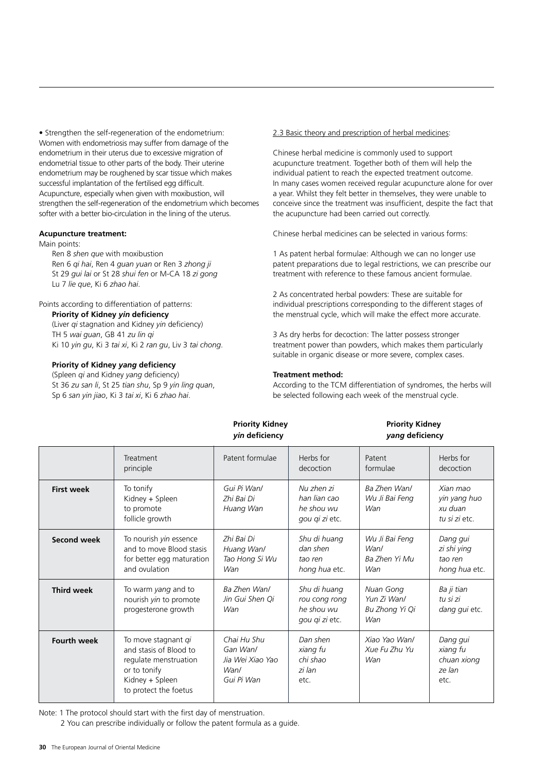• Strengthen the self-regeneration of the endometrium: Women with endometriosis may suffer from damage of the endometrium in their uterus due to excessive migration of endometrial tissue to other parts of the body. Their uterine endometrium may be roughened by scar tissue which makes successful implantation of the fertilised egg difficult. Acupuncture, especially when given with moxibustion, will strengthen the self-regeneration of the endometrium which becomes softer with a better bio-circulation in the lining of the uterus.

**Acupuncture treatment:**

Main points:

Ren 8 *shen que* with moxibustion
Ren 6 *qi hai*, Ren 4 *guan yuan* or Ren 3 *zhong ji*
St 29 *gui lai* or St 28 *shui fen* or M-CA 18 *zi gong*
Lu 7 *lie que*, Ki 6 *zhao hai*.

Points according to differentiation of patterns:

**Priority of Kidney *yin* deficiency**
(Liver *qi* stagnation and Kidney *yin* deficiency)
TH 5 *wai guan*, GB 41 *zu lin qi*
Ki 10 *yin gu*, Ki 3 *tai xi*, Ki 2 *ran gu*, Liv 3 *tai chong*.

**Priority of Kidney *yang* deficiency**
(Spleen *qi* and Kidney *yang* deficiency)
St 36 *zu san li*, St 25 *tian shu*, Sp 9 *yin ling quan*, Sp 6 *san yin jiao*, Ki 3 *tai xi*, Ki 6 *zhao hai*.

2.3 Basic theory and prescription of herbal medicines:

Chinese herbal medicine is commonly used to support acupuncture treatment. Together both of them will help the individual patient to reach the expected treatment outcome. In many cases women received regular acupuncture alone for over a year. Whilst they felt better in themselves, they were unable to conceive since the treatment was insufficient, despite the fact that the acupuncture had been carried out correctly.

Chinese herbal medicines can be selected in various forms:

1 As patent herbal formulae: Although we can no longer use patent preparations due to legal restrictions, we can prescribe our treatment with reference to these famous ancient formulae.

2 As concentrated herbal powders: These are suitable for individual prescriptions corresponding to the different stages of the menstrual cycle, which will make the effect more accurate.

3 As dry herbs for decoction: The latter possess stronger treatment power than powders, which makes them particularly suitable in organic disease or more severe, complex cases.

**Treatment method:**

According to the TCM differentiation of syndromes, the herbs will be selected following each week of the menstrual cycle.

| | | **Priority Kidney *yin* deficiency** | | **Priority Kidney *yang* deficiency** | |
|---|---|---|---|---|---|
| | Treatment principle | Patent formulae | Herbs for decoction | Patent formulae | Herbs for decoction |
| **First week** | To tonify Kidney + Spleen to promote follicle growth | *Gui Pi Wan/ Zhi Bai Di Huang Wan* | *Nu zhen zi han lian cao he shou wu gou qi zi* etc. | *Ba Zhen Wan/ Wu Ji Bai Feng Wan* | *Xian mao yin yang huo xu duan tu si zi* etc. |
| **Second week** | To nourish *yin* essence and to move Blood stasis for better egg maturation and ovulation | *Zhi Bai Di Huang Wan/ Tao Hong Si Wu Wan* | *Shu di huang dan shen tao ren hong hua* etc. | *Wu Ji Bai Feng Wan/ Ba Zhen Yi Mu Wan* | *Dang gui zi shi ying tao ren hong hua* etc. |
| **Third week** | To warm *yang* and to nourish *yin* to promote progesterone growth | *Ba Zhen Wan/ Jin Gui Shen Qi Wan* | *Shu di huang rou cong rong he shou wu gou qi zi* etc. | *Nuan Gong Yun Zi Wan/ Bu Zhong Yi Qi Wan* | *Ba ji tian tu si zi dang gui* etc. |
| **Fourth week** | To move stagnant *qi* and stasis of Blood to regulate menstruation or to tonify Kidney + Spleen to protect the foetus | *Chai Hu Shu Gan Wan/ Jia Wei Xiao Yao Wan/ Gui Pi Wan* | *Dan shen xiang fu chi shao zi lan* etc. | *Xiao Yao Wan/ Xue Fu Zhu Yu Wan* | *Dang gui xiang fu chuan xiong ze lan* etc. |

Note: 1 The protocol should start with the first day of menstruation.
2 You can prescribe individually or follow the patent formula as a guide.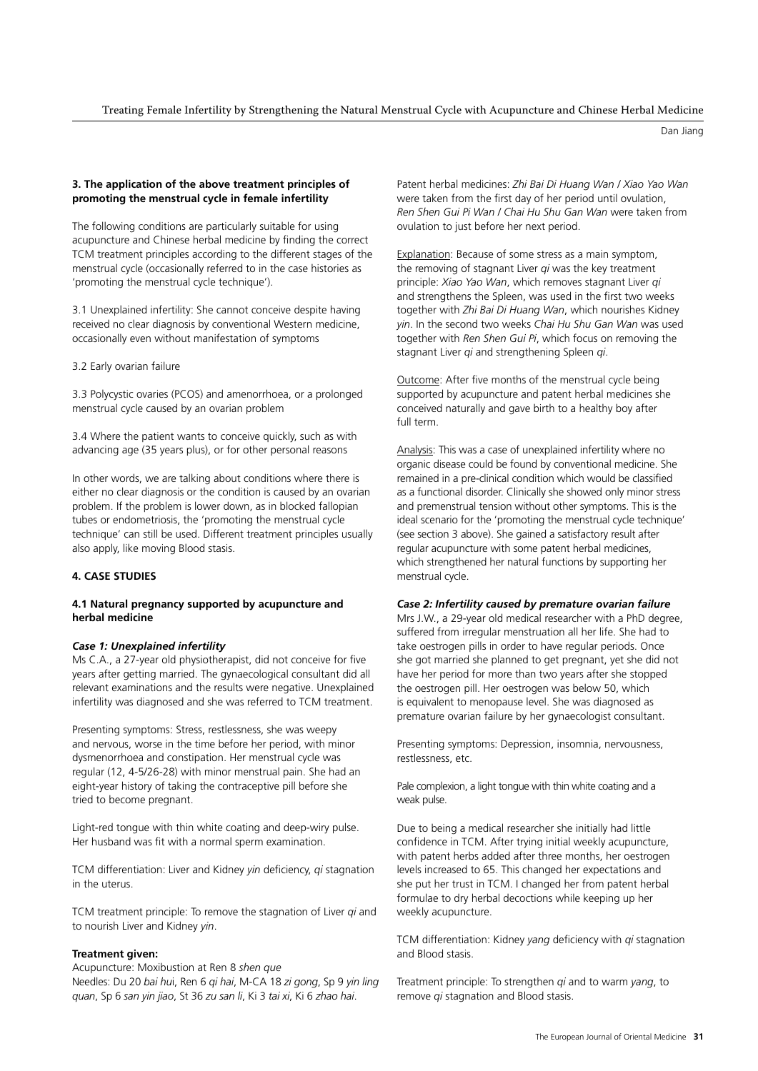**3. The application of the above treatment principles of promoting the menstrual cycle in female infertility**

The following conditions are particularly suitable for using acupuncture and Chinese herbal medicine by finding the correct TCM treatment principles according to the different stages of the menstrual cycle (occasionally referred to in the case histories as 'promoting the menstrual cycle technique').

3.1 Unexplained infertility: She cannot conceive despite having received no clear diagnosis by conventional Western medicine, occasionally even without manifestation of symptoms

3.2 Early ovarian failure

3.3 Polycystic ovaries (PCOS) and amenorrhoea, or a prolonged menstrual cycle caused by an ovarian problem

3.4 Where the patient wants to conceive quickly, such as with advancing age (35 years plus), or for other personal reasons

In other words, we are talking about conditions where there is either no clear diagnosis or the condition is caused by an ovarian problem. If the problem is lower down, as in blocked fallopian tubes or endometriosis, the 'promoting the menstrual cycle technique' can still be used. Different treatment principles usually also apply, like moving Blood stasis.

**4. CASE STUDIES**

**4.1 Natural pregnancy supported by acupuncture and herbal medicine**

***Case 1: Unexplained infertility***

Ms C.A., a 27-year old physiotherapist, did not conceive for five years after getting married. The gynaecological consultant did all relevant examinations and the results were negative. Unexplained infertility was diagnosed and she was referred to TCM treatment.

Presenting symptoms: Stress, restlessness, she was weepy and nervous, worse in the time before her period, with minor dysmenorrhoea and constipation. Her menstrual cycle was regular (12, 4-5/26-28) with minor menstrual pain. She had an eight-year history of taking the contraceptive pill before she tried to become pregnant.

Light-red tongue with thin white coating and deep-wiry pulse. Her husband was fit with a normal sperm examination.

TCM differentiation: Liver and Kidney *yin* deficiency, *qi* stagnation in the uterus.

TCM treatment principle: To remove the stagnation of Liver *qi* and to nourish Liver and Kidney *yin*.

**Treatment given:**

Acupuncture: Moxibustion at Ren 8 *shen que*

Needles: Du 20 *bai hui*, Ren 6 *qi hai*, M-CA 18 *zi gong*, Sp 9 *yin ling quan*, Sp 6 *san yin jiao*, St 36 *zu san li*, Ki 3 *tai xi*, Ki 6 *zhao hai*.

Patent herbal medicines: *Zhi Bai Di Huang Wan* / *Xiao Yao Wan* were taken from the first day of her period until ovulation, *Ren Shen Gui Pi Wan* / *Chai Hu Shu Gan Wan* were taken from ovulation to just before her next period.

Explanation: Because of some stress as a main symptom, the removing of stagnant Liver *qi* was the key treatment principle: *Xiao Yao Wan*, which removes stagnant Liver *qi* and strengthens the Spleen, was used in the first two weeks together with *Zhi Bai Di Huang Wan*, which nourishes Kidney *yin*. In the second two weeks *Chai Hu Shu Gan Wan* was used together with *Ren Shen Gui Pi*, which focus on removing the stagnant Liver *qi* and strengthening Spleen *qi*.

Outcome: After five months of the menstrual cycle being supported by acupuncture and patent herbal medicines she conceived naturally and gave birth to a healthy boy after full term.

Analysis: This was a case of unexplained infertility where no organic disease could be found by conventional medicine. She remained in a pre-clinical condition which would be classified as a functional disorder. Clinically she showed only minor stress and premenstrual tension without other symptoms. This is the ideal scenario for the 'promoting the menstrual cycle technique' (see section 3 above). She gained a satisfactory result after regular acupuncture with some patent herbal medicines, which strengthened her natural functions by supporting her menstrual cycle.

***Case 2: Infertility caused by premature ovarian failure***

Mrs J.W., a 29-year old medical researcher with a PhD degree, suffered from irregular menstruation all her life. She had to take oestrogen pills in order to have regular periods. Once she got married she planned to get pregnant, yet she did not have her period for more than two years after she stopped the oestrogen pill. Her oestrogen was below 50, which is equivalent to menopause level. She was diagnosed as premature ovarian failure by her gynaecologist consultant.

Presenting symptoms: Depression, insomnia, nervousness, restlessness, etc.

Pale complexion, a light tongue with thin white coating and a weak pulse.

Due to being a medical researcher she initially had little confidence in TCM. After trying initial weekly acupuncture, with patent herbs added after three months, her oestrogen levels increased to 65. This changed her expectations and she put her trust in TCM. I changed her from patent herbal formulae to dry herbal decoctions while keeping up her weekly acupuncture.

TCM differentiation: Kidney *yang* deficiency with *qi* stagnation and Blood stasis.

Treatment principle: To strengthen *qi* and to warm *yang*, to remove *qi* stagnation and Blood stasis.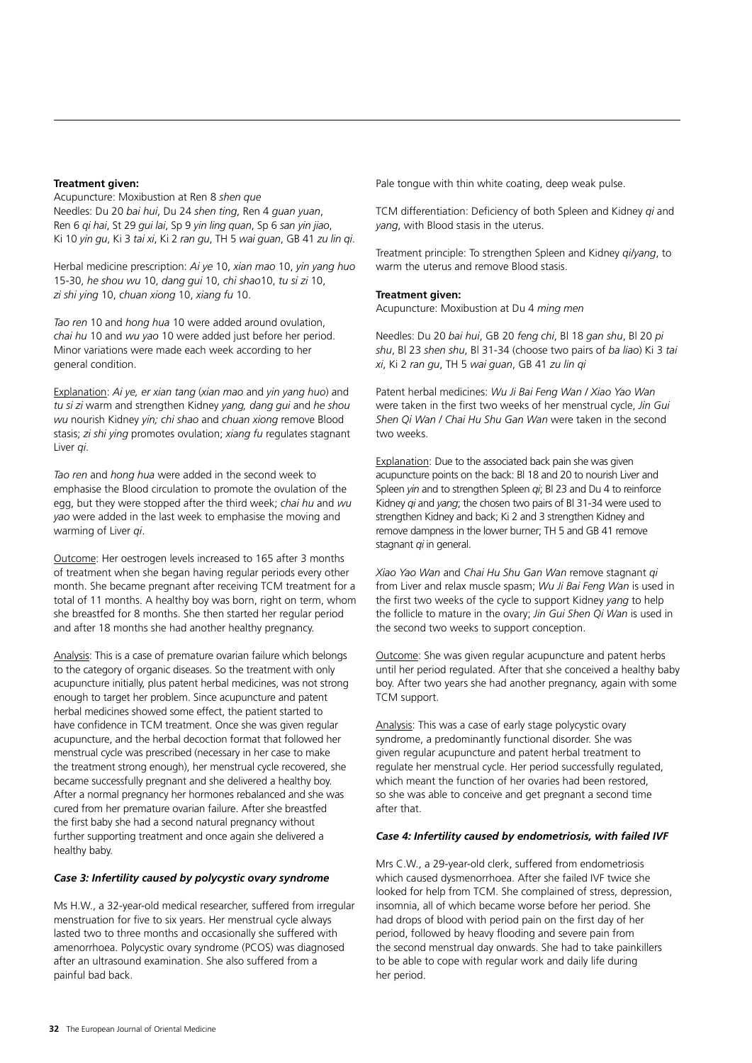**Treatment given:**
Acupuncture: Moxibustion at Ren 8 *shen que*
Needles: Du 20 *bai hui*, Du 24 *shen ting*, Ren 4 *guan yuan*, Ren 6 *qi hai*, St 29 *gui lai*, Sp 9 *yin ling quan*, Sp 6 *san yin jiao*, Ki 10 *yin gu*, Ki 3 *tai xi*, Ki 2 *ran gu*, TH 5 *wai guan*, GB 41 *zu lin qi*.

Herbal medicine prescription: *Ai ye* 10, *xian mao* 10, *yin yang huo* 15-30, *he shou wu* 10, *dang gui* 10, *chi shao*10, *tu si zi* 10, *zi shi ying* 10, *chuan xiong* 10, *xiang fu* 10.

*Tao ren* 10 and *hong hua* 10 were added around ovulation, *chai hu* 10 and *wu yao* 10 were added just before her period. Minor variations were made each week according to her general condition.

<u>Explanation</u>: *Ai ye, er xian tang* (*xian mao* and *yin yang huo*) and *tu si zi* warm and strengthen Kidney *yang, dang gui* and *he shou wu* nourish Kidney *yin; chi shao* and *chuan xiong* remove Blood stasis; *zi shi ying* promotes ovulation; *xiang fu* regulates stagnant Liver *qi*.

*Tao ren* and *hong hua* were added in the second week to emphasise the Blood circulation to promote the ovulation of the egg, but they were stopped after the third week; *chai hu* and *wu yao* were added in the last week to emphasise the moving and warming of Liver *qi*.

<u>Outcome</u>: Her oestrogen levels increased to 165 after 3 months of treatment when she began having regular periods every other month. She became pregnant after receiving TCM treatment for a total of 11 months. A healthy boy was born, right on term, whom she breastfed for 8 months. She then started her regular period and after 18 months she had another healthy pregnancy.

<u>Analysis</u>: This is a case of premature ovarian failure which belongs to the category of organic diseases. So the treatment with only acupuncture initially, plus patent herbal medicines, was not strong enough to target her problem. Since acupuncture and patent herbal medicines showed some effect, the patient started to have confidence in TCM treatment. Once she was given regular acupuncture, and the herbal decoction format that followed her menstrual cycle was prescribed (necessary in her case to make the treatment strong enough), her menstrual cycle recovered, she became successfully pregnant and she delivered a healthy boy. After a normal pregnancy her hormones rebalanced and she was cured from her premature ovarian failure. After she breastfed the first baby she had a second natural pregnancy without further supporting treatment and once again she delivered a healthy baby.

### *Case 3: Infertility caused by polycystic ovary syndrome*

Ms H.W., a 32-year-old medical researcher, suffered from irregular menstruation for five to six years. Her menstrual cycle always lasted two to three months and occasionally she suffered with amenorrhoea. Polycystic ovary syndrome (PCOS) was diagnosed after an ultrasound examination. She also suffered from a painful bad back.

Pale tongue with thin white coating, deep weak pulse.

TCM differentiation: Deficiency of both Spleen and Kidney *qi* and *yang*, with Blood stasis in the uterus.

Treatment principle: To strengthen Spleen and Kidney *qi/yang*, to warm the uterus and remove Blood stasis.

**Treatment given:**
Acupuncture: Moxibustion at Du 4 *ming men*

Needles: Du 20 *bai hui*, GB 20 *feng chi*, Bl 18 *gan shu*, Bl 20 *pi shu*, Bl 23 *shen shu*, Bl 31-34 (choose two pairs of *ba liao*) Ki 3 *tai xi*, Ki 2 *ran gu*, TH 5 *wai guan*, GB 41 *zu lin qi*

Patent herbal medicines: *Wu Ji Bai Feng Wan / Xiao Yao Wan* were taken in the first two weeks of her menstrual cycle, *Jin Gui Shen Qi Wan / Chai Hu Shu Gan Wan* were taken in the second two weeks.

<u>Explanation</u>: Due to the associated back pain she was given acupuncture points on the back: Bl 18 and 20 to nourish Liver and Spleen *yin* and to strengthen Spleen *qi*; Bl 23 and Du 4 to reinforce Kidney *qi* and *yang*; the chosen two pairs of Bl 31-34 were used to strengthen Kidney and back; Ki 2 and 3 strengthen Kidney and remove dampness in the lower burner; TH 5 and GB 41 remove stagnant *qi* in general.

*Xiao Yao Wan* and *Chai Hu Shu Gan Wan* remove stagnant *qi* from Liver and relax muscle spasm; *Wu Ji Bai Feng Wan* is used in the first two weeks of the cycle to support Kidney *yang* to help the follicle to mature in the ovary; *Jin Gui Shen Qi Wan* is used in the second two weeks to support conception.

<u>Outcome</u>: She was given regular acupuncture and patent herbs until her period regulated. After that she conceived a healthy baby boy. After two years she had another pregnancy, again with some TCM support.

<u>Analysis</u>: This was a case of early stage polycystic ovary syndrome, a predominantly functional disorder. She was given regular acupuncture and patent herbal treatment to regulate her menstrual cycle. Her period successfully regulated, which meant the function of her ovaries had been restored, so she was able to conceive and get pregnant a second time after that.

### *Case 4: Infertility caused by endometriosis, with failed IVF*

Mrs C.W., a 29-year-old clerk, suffered from endometriosis which caused dysmenorrhoea. After she failed IVF twice she looked for help from TCM. She complained of stress, depression, insomnia, all of which became worse before her period. She had drops of blood with period pain on the first day of her period, followed by heavy flooding and severe pain from the second menstrual day onwards. She had to take painkillers to be able to cope with regular work and daily life during her period.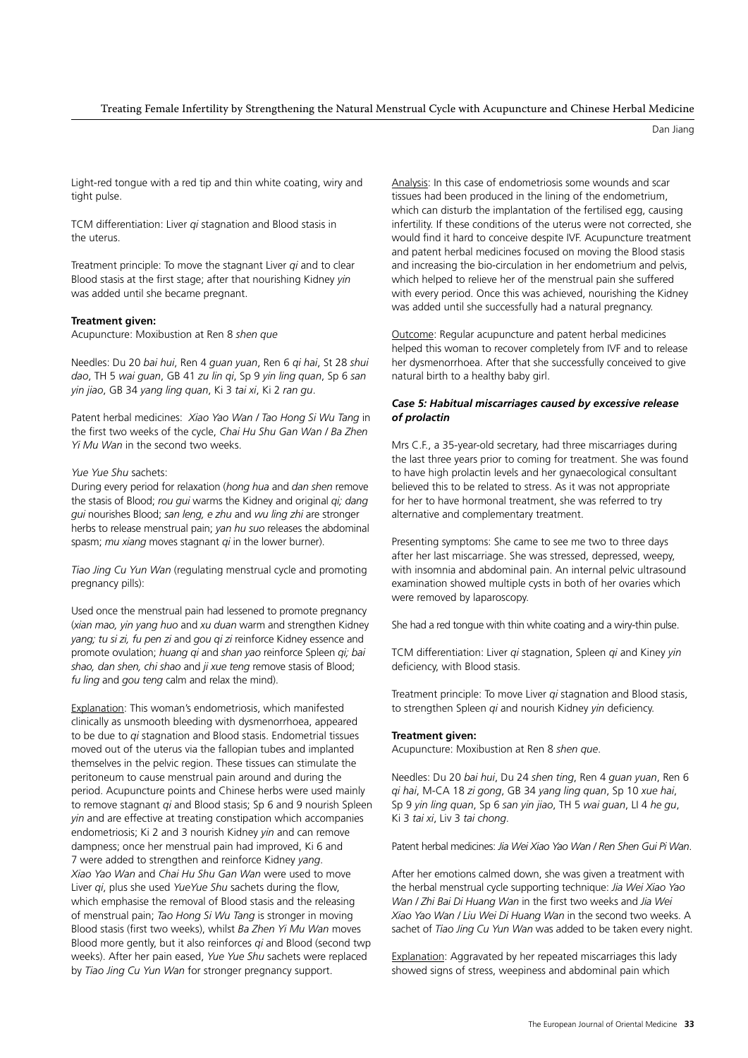Light-red tongue with a red tip and thin white coating, wiry and tight pulse.

TCM differentiation: Liver *qi* stagnation and Blood stasis in the uterus.

Treatment principle: To move the stagnant Liver *qi* and to clear Blood stasis at the first stage; after that nourishing Kidney *yin* was added until she became pregnant.

**Treatment given:**
Acupuncture: Moxibustion at Ren 8 *shen que*

Needles: Du 20 *bai hui*, Ren 4 *guan yuan*, Ren 6 *qi hai*, St 28 *shui dao*, TH 5 *wai guan*, GB 41 *zu lin qi*, Sp 9 *yin ling quan*, Sp 6 *san yin jiao*, GB 34 *yang ling quan*, Ki 3 *tai xi*, Ki 2 *ran gu*.

Patent herbal medicines: *Xiao Yao Wan* / *Tao Hong Si Wu Tang* in the first two weeks of the cycle, *Chai Hu Shu Gan Wan* / *Ba Zhen Yi Mu Wan* in the second two weeks.

*Yue Yue Shu* sachets:
During every period for relaxation (*hong hua* and *dan shen* remove the stasis of Blood; *rou gui* warms the Kidney and original *qi; dang gui* nourishes Blood; *san leng, e zhu* and *wu ling zhi* are stronger herbs to release menstrual pain; *yan hu suo* releases the abdominal spasm; *mu xiang* moves stagnant *qi* in the lower burner).

*Tiao Jing Cu Yun Wan* (regulating menstrual cycle and promoting pregnancy pills):

Used once the menstrual pain had lessened to promote pregnancy (*xian mao, yin yang huo* and *xu duan* warm and strengthen Kidney *yang; tu si zi, fu pen zi* and *gou qi zi* reinforce Kidney essence and promote ovulation; *huang qi* and *shan yao* reinforce Spleen *qi; bai shao, dan shen, chi shao* and *ji xue teng* remove stasis of Blood; *fu ling* and *gou teng* calm and relax the mind).

Explanation: This woman's endometriosis, which manifested clinically as unsmooth bleeding with dysmenorrhoea, appeared to be due to *qi* stagnation and Blood stasis. Endometrial tissues moved out of the uterus via the fallopian tubes and implanted themselves in the pelvic region. These tissues can stimulate the peritoneum to cause menstrual pain around and during the period. Acupuncture points and Chinese herbs were used mainly to remove stagnant *qi* and Blood stasis; Sp 6 and 9 nourish Spleen *yin* and are effective at treating constipation which accompanies endometriosis; Ki 2 and 3 nourish Kidney *yin* and can remove dampness; once her menstrual pain had improved, Ki 6 and 7 were added to strengthen and reinforce Kidney *yang*. *Xiao Yao Wan* and *Chai Hu Shu Gan Wan* were used to move Liver *qi*, plus she used *YueYue Shu* sachets during the flow, which emphasise the removal of Blood stasis and the releasing of menstrual pain; *Tao Hong Si Wu Tang* is stronger in moving Blood stasis (first two weeks), whilst *Ba Zhen Yi Mu Wan* moves Blood more gently, but it also reinforces *qi* and Blood (second twp weeks). After her pain eased, *Yue Yue Shu* sachets were replaced by *Tiao Jing Cu Yun Wan* for stronger pregnancy support.

Analysis: In this case of endometriosis some wounds and scar tissues had been produced in the lining of the endometrium, which can disturb the implantation of the fertilised egg, causing infertility. If these conditions of the uterus were not corrected, she would find it hard to conceive despite IVF. Acupuncture treatment and patent herbal medicines focused on moving the Blood stasis and increasing the bio-circulation in her endometrium and pelvis, which helped to relieve her of the menstrual pain she suffered with every period. Once this was achieved, nourishing the Kidney was added until she successfully had a natural pregnancy.

Outcome: Regular acupuncture and patent herbal medicines helped this woman to recover completely from IVF and to release her dysmenorrhoea. After that she successfully conceived to give natural birth to a healthy baby girl.

### *Case 5: Habitual miscarriages caused by excessive release of prolactin*

Mrs C.F., a 35-year-old secretary, had three miscarriages during the last three years prior to coming for treatment. She was found to have high prolactin levels and her gynaecological consultant believed this to be related to stress. As it was not appropriate for her to have hormonal treatment, she was referred to try alternative and complementary treatment.

Presenting symptoms: She came to see me two to three days after her last miscarriage. She was stressed, depressed, weepy, with insomnia and abdominal pain. An internal pelvic ultrasound examination showed multiple cysts in both of her ovaries which were removed by laparoscopy.

She had a red tongue with thin white coating and a wiry-thin pulse.

TCM differentiation: Liver *qi* stagnation, Spleen *qi* and Kiney *yin* deficiency, with Blood stasis.

Treatment principle: To move Liver *qi* stagnation and Blood stasis, to strengthen Spleen *qi* and nourish Kidney *yin* deficiency.

**Treatment given:**
Acupuncture: Moxibustion at Ren 8 *shen que*.

Needles: Du 20 *bai hui*, Du 24 *shen ting*, Ren 4 *guan yuan*, Ren 6 *qi hai*, M-CA 18 *zi gong*, GB 34 *yang ling quan*, Sp 10 *xue hai*, Sp 9 *yin ling quan*, Sp 6 *san yin jiao*, TH 5 *wai guan*, LI 4 *he gu*, Ki 3 *tai xi*, Liv 3 *tai chong*.

Patent herbal medicines: *Jia Wei Xiao Yao Wan* / *Ren Shen Gui Pi Wan*.

After her emotions calmed down, she was given a treatment with the herbal menstrual cycle supporting technique: *Jia Wei Xiao Yao Wan* / *Zhi Bai Di Huang Wan* in the first two weeks and *Jia Wei Xiao Yao Wan* / *Liu Wei Di Huang Wan* in the second two weeks. A sachet of *Tiao Jing Cu Yun Wan* was added to be taken every night.

Explanation: Aggravated by her repeated miscarriages this lady showed signs of stress, weepiness and abdominal pain which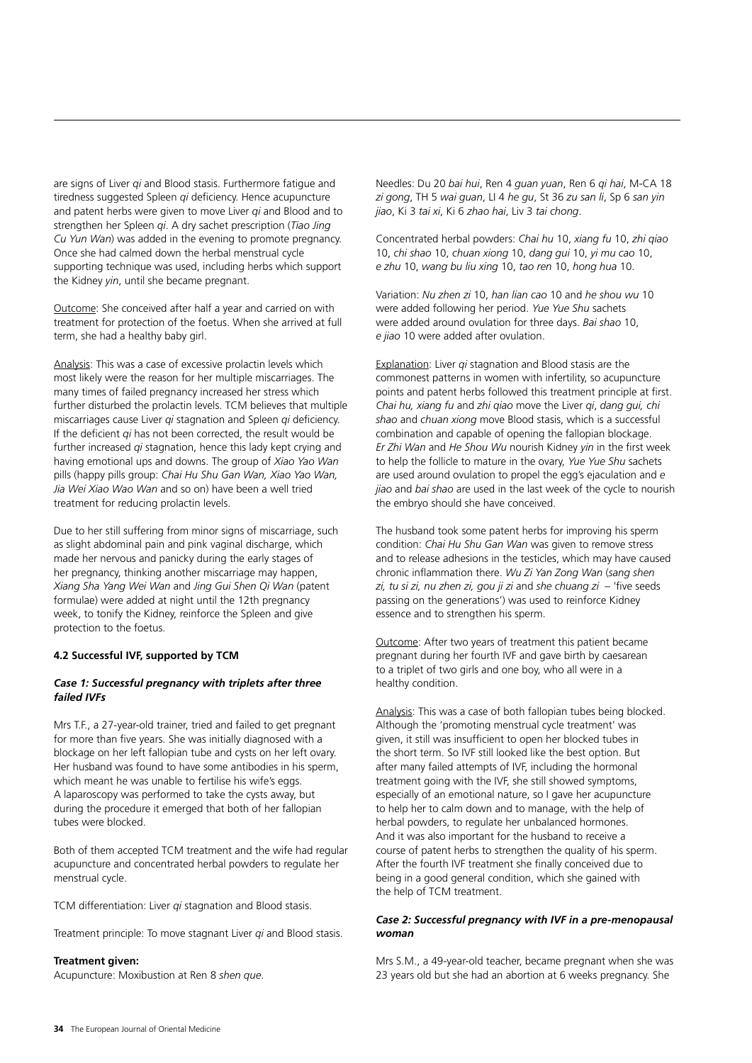are signs of Liver *qi* and Blood stasis. Furthermore fatigue and tiredness suggested Spleen *qi* deficiency. Hence acupuncture and patent herbs were given to move Liver *qi* and Blood and to strengthen her Spleen *qi*. A dry sachet prescription (*Tiao Jing Cu Yun Wan*) was added in the evening to promote pregnancy. Once she had calmed down the herbal menstrual cycle supporting technique was used, including herbs which support the Kidney *yin*, until she became pregnant.

Outcome: She conceived after half a year and carried on with treatment for protection of the foetus. When she arrived at full term, she had a healthy baby girl.

Analysis: This was a case of excessive prolactin levels which most likely were the reason for her multiple miscarriages. The many times of failed pregnancy increased her stress which further disturbed the prolactin levels. TCM believes that multiple miscarriages cause Liver *qi* stagnation and Spleen *qi* deficiency. If the deficient *qi* has not been corrected, the result would be further increased *qi* stagnation, hence this lady kept crying and having emotional ups and downs. The group of *Xiao Yao Wan* pills (happy pills group: *Chai Hu Shu Gan Wan, Xiao Yao Wan, Jia Wei Xiao Wao Wan* and so on) have been a well tried treatment for reducing prolactin levels.

Due to her still suffering from minor signs of miscarriage, such as slight abdominal pain and pink vaginal discharge, which made her nervous and panicky during the early stages of her pregnancy, thinking another miscarriage may happen, *Xiang Sha Yang Wei Wan* and *Jing Gui Shen Qi Wan* (patent formulae) were added at night until the 12th pregnancy week, to tonify the Kidney, reinforce the Spleen and give protection to the foetus.

### 4.2 Successful IVF, supported by TCM

#### *Case 1: Successful pregnancy with triplets after three failed IVFs*

Mrs T.F., a 27-year-old trainer, tried and failed to get pregnant for more than five years. She was initially diagnosed with a blockage on her left fallopian tube and cysts on her left ovary. Her husband was found to have some antibodies in his sperm, which meant he was unable to fertilise his wife's eggs. A laparoscopy was performed to take the cysts away, but during the procedure it emerged that both of her fallopian tubes were blocked.

Both of them accepted TCM treatment and the wife had regular acupuncture and concentrated herbal powders to regulate her menstrual cycle.

TCM differentiation: Liver *qi* stagnation and Blood stasis.

Treatment principle: To move stagnant Liver *qi* and Blood stasis.

**Treatment given:**
Acupuncture: Moxibustion at Ren 8 *shen que*.

Needles: Du 20 *bai hui*, Ren 4 *guan yuan*, Ren 6 *qi hai*, M-CA 18 *zi gong*, TH 5 *wai guan*, LI 4 *he gu*, St 36 *zu san li*, Sp 6 *san yin jiao*, Ki 3 *tai xi*, Ki 6 *zhao hai*, Liv 3 *tai chong*.

Concentrated herbal powders: *Chai hu* 10, *xiang fu* 10, *zhi qiao* 10, *chi shao* 10, *chuan xiong* 10, *dang gui* 10, *yi mu cao* 10, *e zhu* 10, *wang bu liu xing* 10, *tao ren* 10, *hong hua* 10.

Variation: *Nu zhen zi* 10, *han lian cao* 10 and *he shou wu* 10 were added following her period. *Yue Yue Shu* sachets were added around ovulation for three days. *Bai shao* 10, *e jiao* 10 were added after ovulation.

Explanation: Liver *qi* stagnation and Blood stasis are the commonest patterns in women with infertility, so acupuncture points and patent herbs followed this treatment principle at first. *Chai hu, xiang fu* and *zhi qiao* move the Liver *qi*, *dang gui, chi shao* and *chuan xiong* move Blood stasis, which is a successful combination and capable of opening the fallopian blockage. *Er Zhi Wan* and *He Shou Wu* nourish Kidney *yin* in the first week to help the follicle to mature in the ovary, *Yue Yue Shu* sachets are used around ovulation to propel the egg's ejaculation and *e jiao* and *bai shao* are used in the last week of the cycle to nourish the embryo should she have conceived.

The husband took some patent herbs for improving his sperm condition: *Chai Hu Shu Gan Wan* was given to remove stress and to release adhesions in the testicles, which may have caused chronic inflammation there. *Wu Zi Yan Zong Wan* (*sang shen zi, tu si zi, nu zhen zi, gou ji zi* and *she chuang zi* – 'five seeds passing on the generations') was used to reinforce Kidney essence and to strengthen his sperm.

Outcome: After two years of treatment this patient became pregnant during her fourth IVF and gave birth by caesarean to a triplet of two girls and one boy, who all were in a healthy condition.

Analysis: This was a case of both fallopian tubes being blocked. Although the 'promoting menstrual cycle treatment' was given, it still was insufficient to open her blocked tubes in the short term. So IVF still looked like the best option. But after many failed attempts of IVF, including the hormonal treatment going with the IVF, she still showed symptoms, especially of an emotional nature, so I gave her acupuncture to help her to calm down and to manage, with the help of herbal powders, to regulate her unbalanced hormones. And it was also important for the husband to receive a course of patent herbs to strengthen the quality of his sperm. After the fourth IVF treatment she finally conceived due to being in a good general condition, which she gained with the help of TCM treatment.

#### *Case 2: Successful pregnancy with IVF in a pre-menopausal woman*

Mrs S.M., a 49-year-old teacher, became pregnant when she was 23 years old but she had an abortion at 6 weeks pregnancy. She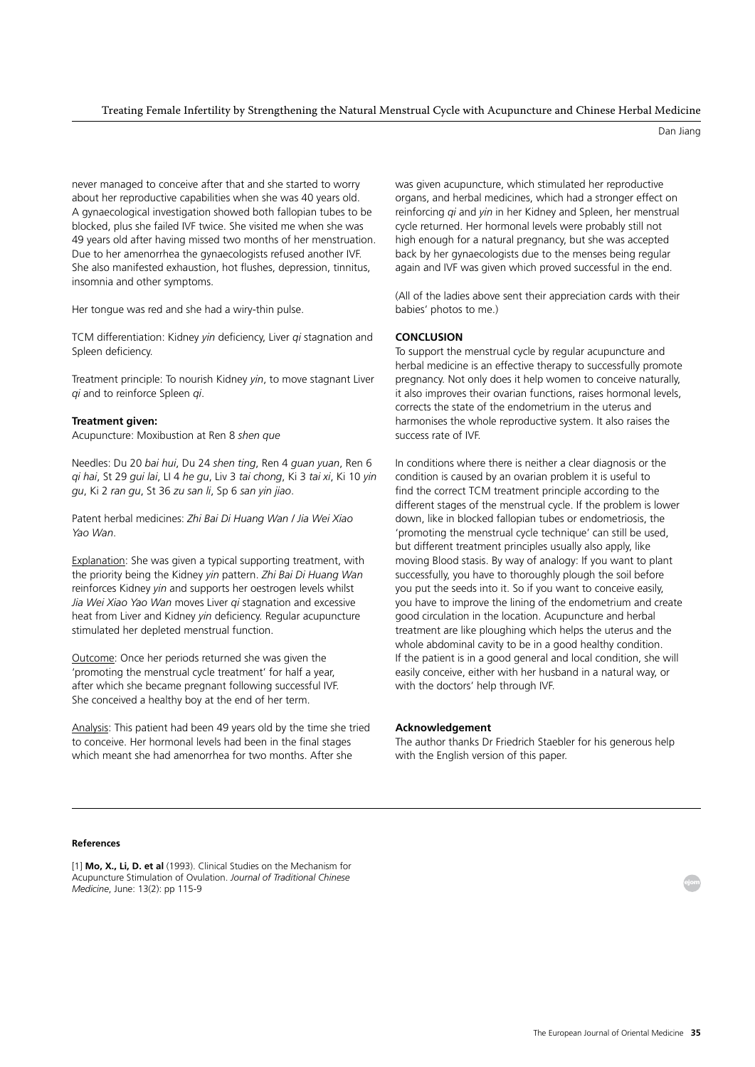never managed to conceive after that and she started to worry about her reproductive capabilities when she was 40 years old. A gynaecological investigation showed both fallopian tubes to be blocked, plus she failed IVF twice. She visited me when she was 49 years old after having missed two months of her menstruation. Due to her amenorrhea the gynaecologists refused another IVF. She also manifested exhaustion, hot flushes, depression, tinnitus, insomnia and other symptoms.

Her tongue was red and she had a wiry-thin pulse.

TCM differentiation: Kidney *yin* deficiency, Liver *qi* stagnation and Spleen deficiency.

Treatment principle: To nourish Kidney *yin*, to move stagnant Liver *qi* and to reinforce Spleen *qi*.

**Treatment given:**
Acupuncture: Moxibustion at Ren 8 *shen que*

Needles: Du 20 *bai hui*, Du 24 *shen ting*, Ren 4 *guan yuan*, Ren 6 *qi hai*, St 29 *gui lai*, LI 4 *he gu*, Liv 3 *tai chong*, Ki 3 *tai xi*, Ki 10 *yin gu*, Ki 2 *ran gu*, St 36 *zu san li*, Sp 6 *san yin jiao*.

Patent herbal medicines: *Zhi Bai Di Huang Wan / Jia Wei Xiao Yao Wan*.

Explanation: She was given a typical supporting treatment, with the priority being the Kidney *yin* pattern. *Zhi Bai Di Huang Wan* reinforces Kidney *yin* and supports her oestrogen levels whilst *Jia Wei Xiao Yao Wan* moves Liver *qi* stagnation and excessive heat from Liver and Kidney *yin* deficiency. Regular acupuncture stimulated her depleted menstrual function.

Outcome: Once her periods returned she was given the 'promoting the menstrual cycle treatment' for half a year, after which she became pregnant following successful IVF. She conceived a healthy boy at the end of her term.

Analysis: This patient had been 49 years old by the time she tried to conceive. Her hormonal levels had been in the final stages which meant she had amenorrhea for two months. After she was given acupuncture, which stimulated her reproductive organs, and herbal medicines, which had a stronger effect on reinforcing *qi* and *yin* in her Kidney and Spleen, her menstrual cycle returned. Her hormonal levels were probably still not high enough for a natural pregnancy, but she was accepted back by her gynaecologists due to the menses being regular again and IVF was given which proved successful in the end.

(All of the ladies above sent their appreciation cards with their babies' photos to me.)

**CONCLUSION**

To support the menstrual cycle by regular acupuncture and herbal medicine is an effective therapy to successfully promote pregnancy. Not only does it help women to conceive naturally, it also improves their ovarian functions, raises hormonal levels, corrects the state of the endometrium in the uterus and harmonises the whole reproductive system. It also raises the success rate of IVF.

In conditions where there is neither a clear diagnosis or the condition is caused by an ovarian problem it is useful to find the correct TCM treatment principle according to the different stages of the menstrual cycle. If the problem is lower down, like in blocked fallopian tubes or endometriosis, the 'promoting the menstrual cycle technique' can still be used, but different treatment principles usually also apply, like moving Blood stasis. By way of analogy: If you want to plant successfully, you have to thoroughly plough the soil before you put the seeds into it. So if you want to conceive easily, you have to improve the lining of the endometrium and create good circulation in the location. Acupuncture and herbal treatment are like ploughing which helps the uterus and the whole abdominal cavity to be in a good healthy condition. If the patient is in a good general and local condition, she will easily conceive, either with her husband in a natural way, or with the doctors' help through IVF.

**Acknowledgement**

The author thanks Dr Friedrich Staebler for his generous help with the English version of this paper.

**References**

[1] **Mo, X., Li, D. et al** (1993). Clinical Studies on the Mechanism for Acupuncture Stimulation of Ovulation. *Journal of Traditional Chinese Medicine*, June: 13(2): pp 115-9